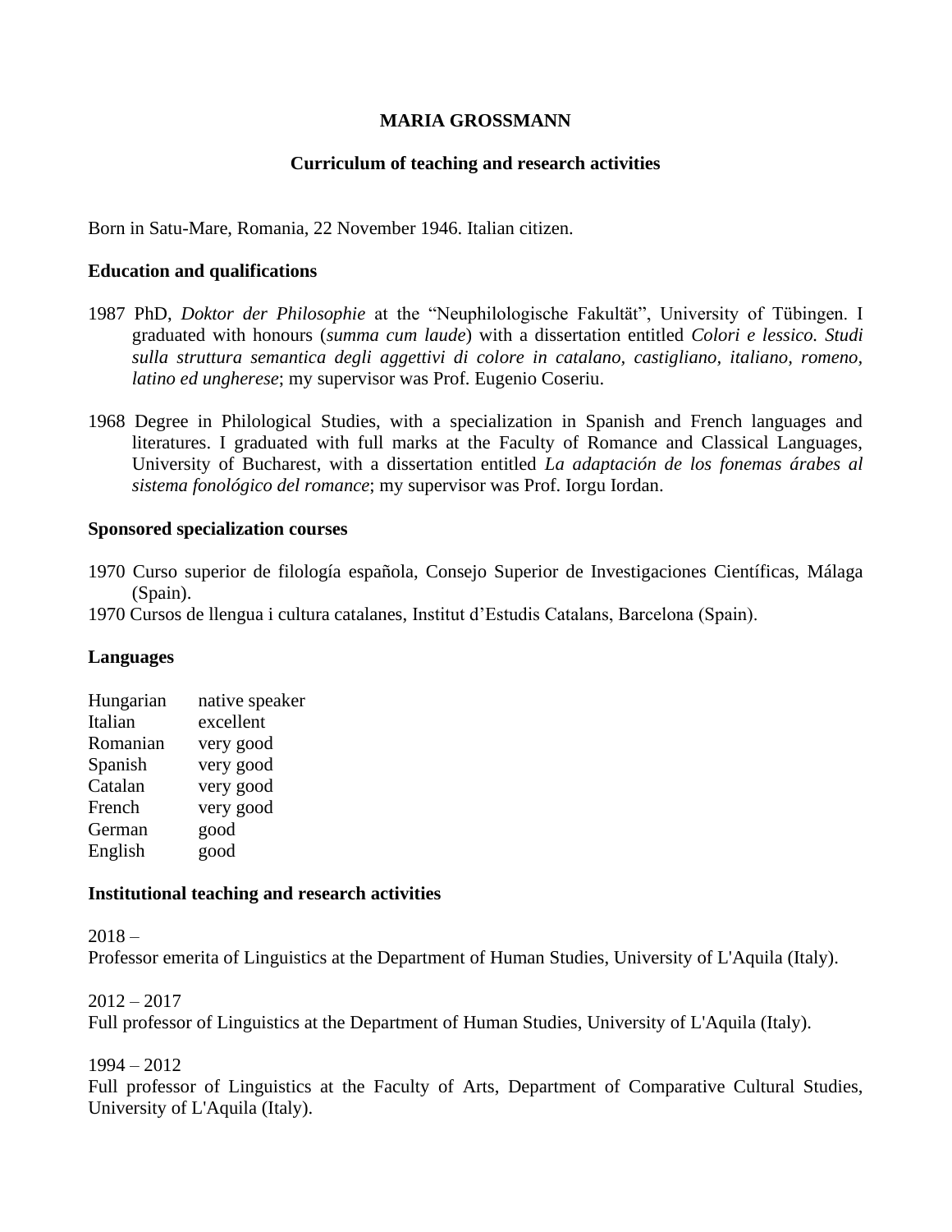# MARIA GROSSMANN

## Curriculum of teaching and research activities

Born in Satu-Mare, Romania, 22 November 1946. Italian citizen.

### Education and qualifications

1987 PhD, *Doktor der Philosophie* at the "Neuphilologische Fakultät", University of Tübingen. I graduated with honours (*summa cum laude*) with a dissertation entitled *Colori e lessico. Studi sulla struttura semantica degli aggettivi di colore in catalano, castigliano, italiano, romeno, latino ed ungherese*; my supervisor was Prof. Eugenio Coseriu.

1968 Degree in Philological Studies, with a specialization in Spanish and French languages and literatures. I graduated with full marks at the Faculty of Romance and Classical Languages, University of Bucharest, with a dissertation entitled *La adaptación de los fonemas árabes al sistema fonológico del romance*; my supervisor was Prof. Iorgu Iordan.

### Sponsored specialization courses

1970 Curso superior de filología española, Consejo Superior de Investigaciones Científicas, Málaga (Spain).
1970 Cursos de llengua i cultura catalanes, Institut d'Estudis Catalans, Barcelona (Spain).

### Languages

| | |
|---|---|
| Hungarian | native speaker |
| Italian | excellent |
| Romanian | very good |
| Spanish | very good |
| Catalan | very good |
| French | very good |
| German | good |
| English | good |

### Institutional teaching and research activities

2018 –
Professor emerita of Linguistics at the Department of Human Studies, University of L'Aquila (Italy).

2012 – 2017
Full professor of Linguistics at the Department of Human Studies, University of L'Aquila (Italy).

1994 – 2012
Full professor of Linguistics at the Faculty of Arts, Department of Comparative Cultural Studies, University of L'Aquila (Italy).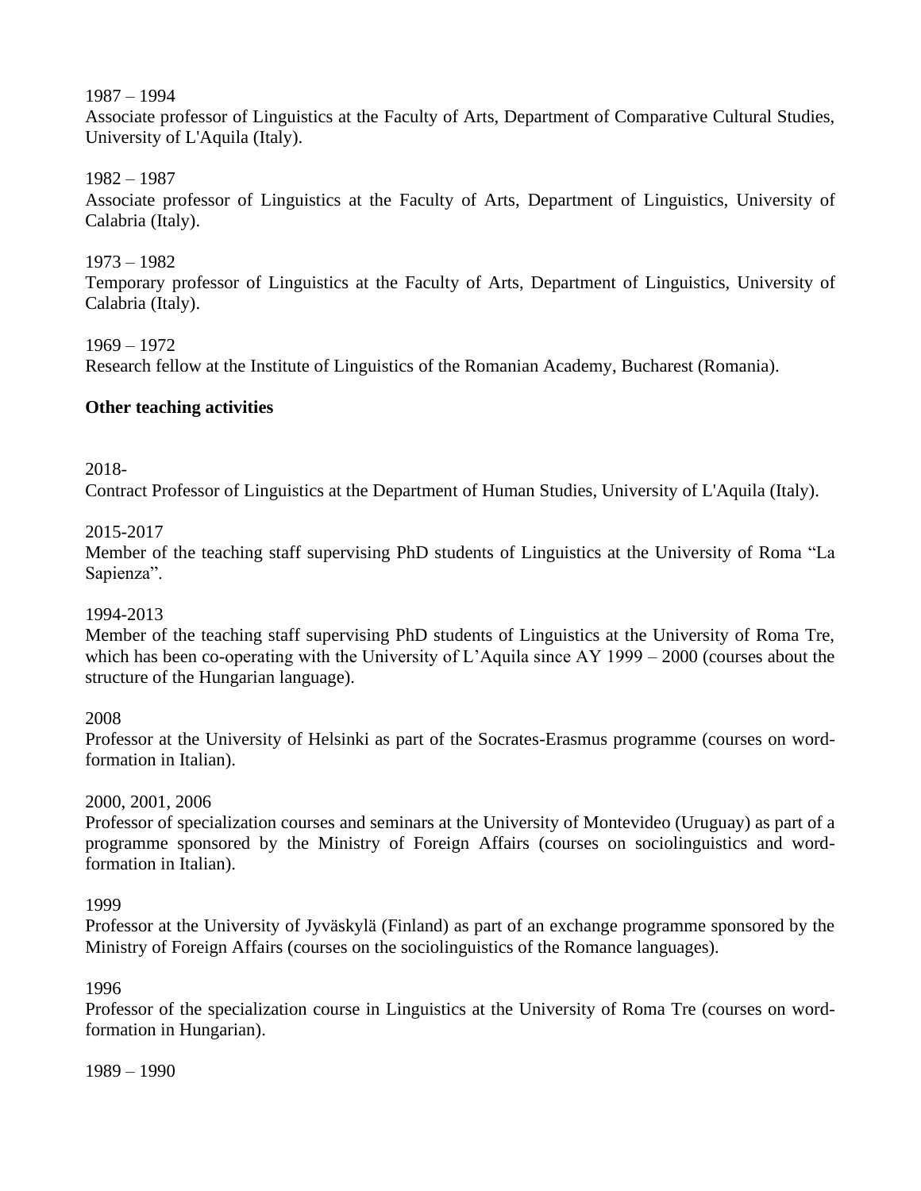1987 – 1994
Associate professor of Linguistics at the Faculty of Arts, Department of Comparative Cultural Studies, University of L'Aquila (Italy).

1982 – 1987
Associate professor of Linguistics at the Faculty of Arts, Department of Linguistics, University of Calabria (Italy).

1973 – 1982
Temporary professor of Linguistics at the Faculty of Arts, Department of Linguistics, University of Calabria (Italy).

1969 – 1972
Research fellow at the Institute of Linguistics of the Romanian Academy, Bucharest (Romania).

**Other teaching activities**

2018-
Contract Professor of Linguistics at the Department of Human Studies, University of L'Aquila (Italy).

2015-2017
Member of the teaching staff supervising PhD students of Linguistics at the University of Roma "La Sapienza".

1994-2013
Member of the teaching staff supervising PhD students of Linguistics at the University of Roma Tre, which has been co-operating with the University of L'Aquila since AY 1999 – 2000 (courses about the structure of the Hungarian language).

2008
Professor at the University of Helsinki as part of the Socrates-Erasmus programme (courses on word-formation in Italian).

2000, 2001, 2006
Professor of specialization courses and seminars at the University of Montevideo (Uruguay) as part of a programme sponsored by the Ministry of Foreign Affairs (courses on sociolinguistics and word-formation in Italian).

1999
Professor at the University of Jyväskylä (Finland) as part of an exchange programme sponsored by the Ministry of Foreign Affairs (courses on the sociolinguistics of the Romance languages).

1996
Professor of the specialization course in Linguistics at the University of Roma Tre (courses on word-formation in Hungarian).

1989 – 1990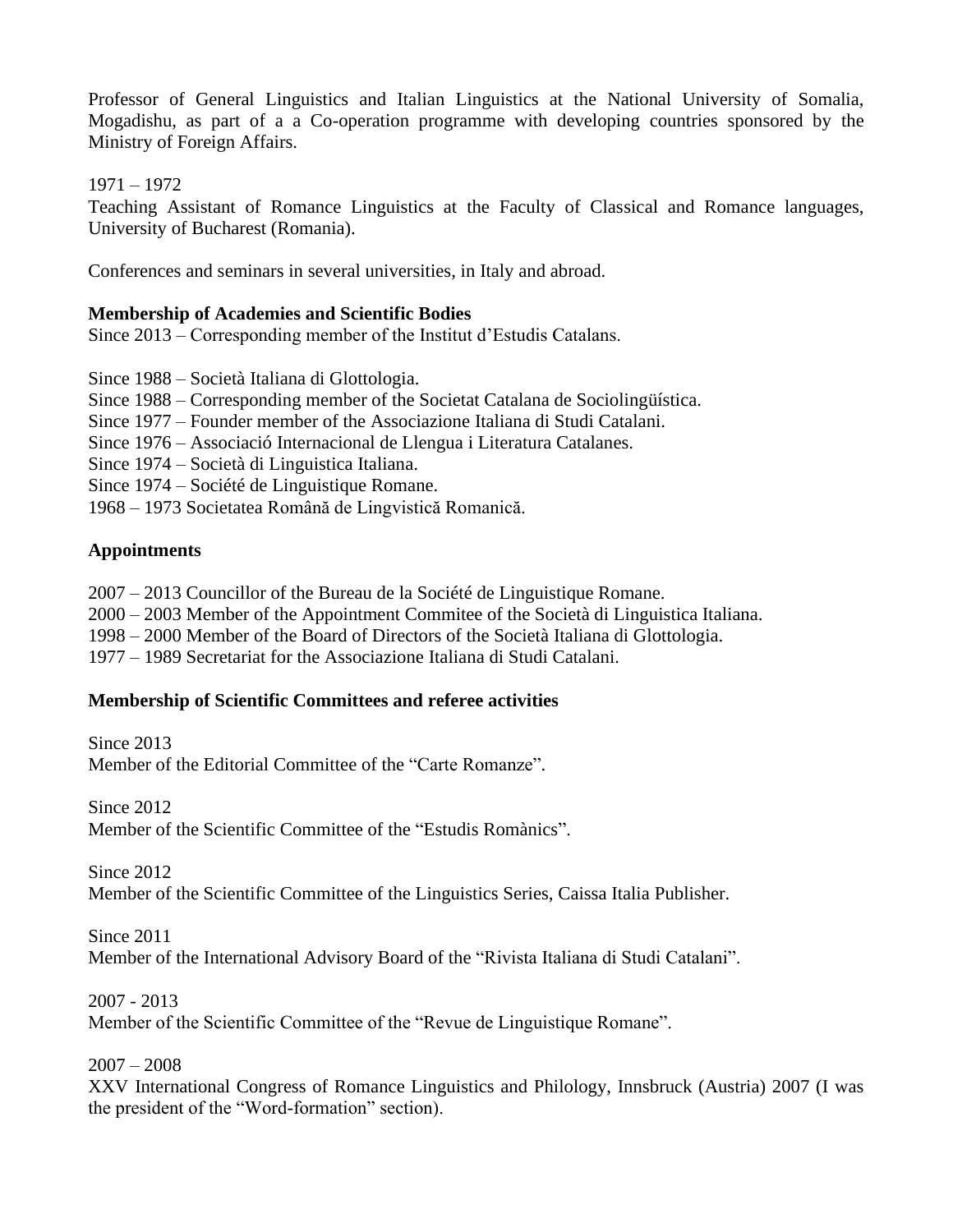Professor of General Linguistics and Italian Linguistics at the National University of Somalia, Mogadishu, as part of a a Co-operation programme with developing countries sponsored by the Ministry of Foreign Affairs.

1971 – 1972
Teaching Assistant of Romance Linguistics at the Faculty of Classical and Romance languages, University of Bucharest (Romania).

Conferences and seminars in several universities, in Italy and abroad.

**Membership of Academies and Scientific Bodies**
Since 2013 – Corresponding member of the Institut d'Estudis Catalans.

Since 1988 – Società Italiana di Glottologia.
Since 1988 – Corresponding member of the Societat Catalana de Sociolingüística.
Since 1977 – Founder member of the Associazione Italiana di Studi Catalani.
Since 1976 – Associació Internacional de Llengua i Literatura Catalanes.
Since 1974 – Società di Linguistica Italiana.
Since 1974 – Société de Linguistique Romane.
1968 – 1973 Societatea Română de Lingvistică Romanică.

**Appointments**

2007 – 2013 Councillor of the Bureau de la Société de Linguistique Romane.
2000 – 2003 Member of the Appointment Commitee of the Società di Linguistica Italiana.
1998 – 2000 Member of the Board of Directors of the Società Italiana di Glottologia.
1977 – 1989 Secretariat for the Associazione Italiana di Studi Catalani.

**Membership of Scientific Committees and referee activities**

Since 2013
Member of the Editorial Committee of the "Carte Romanze".

Since 2012
Member of the Scientific Committee of the "Estudis Romànics".

Since 2012
Member of the Scientific Committee of the Linguistics Series, Caissa Italia Publisher.

Since 2011
Member of the International Advisory Board of the "Rivista Italiana di Studi Catalani".

2007 - 2013
Member of the Scientific Committee of the "Revue de Linguistique Romane".

2007 – 2008
XXV International Congress of Romance Linguistics and Philology, Innsbruck (Austria) 2007 (I was the president of the "Word-formation" section).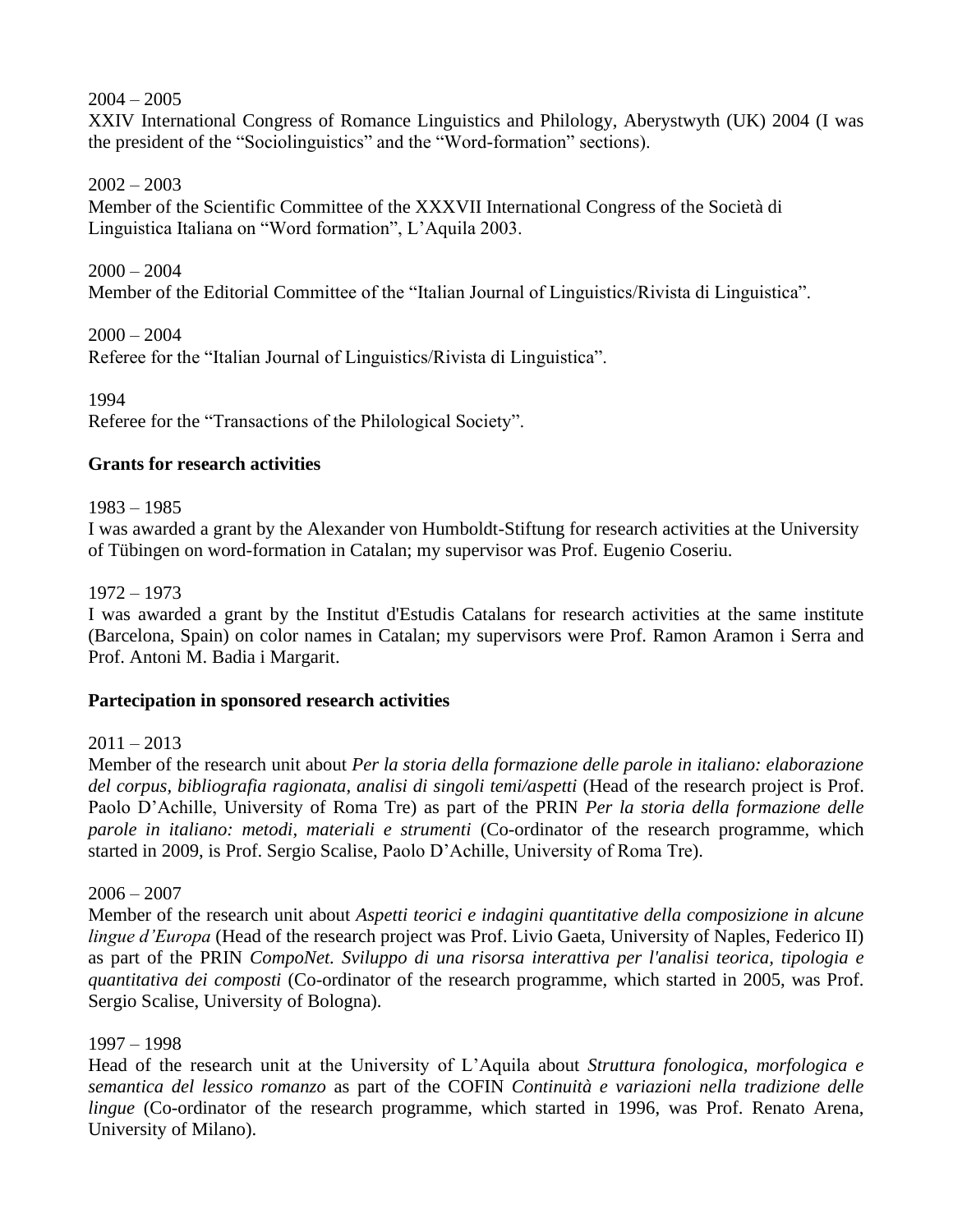2004 – 2005
XXIV International Congress of Romance Linguistics and Philology, Aberystwyth (UK) 2004 (I was the president of the "Sociolinguistics" and the "Word-formation" sections).

2002 – 2003
Member of the Scientific Committee of the XXXVII International Congress of the Società di Linguistica Italiana on "Word formation", L'Aquila 2003.

2000 – 2004
Member of the Editorial Committee of the "Italian Journal of Linguistics/Rivista di Linguistica".

2000 – 2004
Referee for the "Italian Journal of Linguistics/Rivista di Linguistica".

1994
Referee for the "Transactions of the Philological Society".

**Grants for research activities**

1983 – 1985
I was awarded a grant by the Alexander von Humboldt-Stiftung for research activities at the University of Tübingen on word-formation in Catalan; my supervisor was Prof. Eugenio Coseriu.

1972 – 1973
I was awarded a grant by the Institut d'Estudis Catalans for research activities at the same institute (Barcelona, Spain) on color names in Catalan; my supervisors were Prof. Ramon Aramon i Serra and Prof. Antoni M. Badia i Margarit.

**Partecipation in sponsored research activities**

2011 – 2013
Member of the research unit about *Per la storia della formazione delle parole in italiano: elaborazione del corpus, bibliografia ragionata, analisi di singoli temi/aspetti* (Head of the research project is Prof. Paolo D'Achille, University of Roma Tre) as part of the PRIN *Per la storia della formazione delle parole in italiano: metodi, materiali e strumenti* (Co-ordinator of the research programme, which started in 2009, is Prof. Sergio Scalise, Paolo D'Achille, University of Roma Tre).

2006 – 2007
Member of the research unit about *Aspetti teorici e indagini quantitative della composizione in alcune lingue d'Europa* (Head of the research project was Prof. Livio Gaeta, University of Naples, Federico II) as part of the PRIN *CompoNet. Sviluppo di una risorsa interattiva per l'analisi teorica, tipologia e quantitativa dei composti* (Co-ordinator of the research programme, which started in 2005, was Prof. Sergio Scalise, University of Bologna).

1997 – 1998
Head of the research unit at the University of L'Aquila about *Struttura fonologica, morfologica e semantica del lessico romanzo* as part of the COFIN *Continuità e variazioni nella tradizione delle lingue* (Co-ordinator of the research programme, which started in 1996, was Prof. Renato Arena, University of Milano).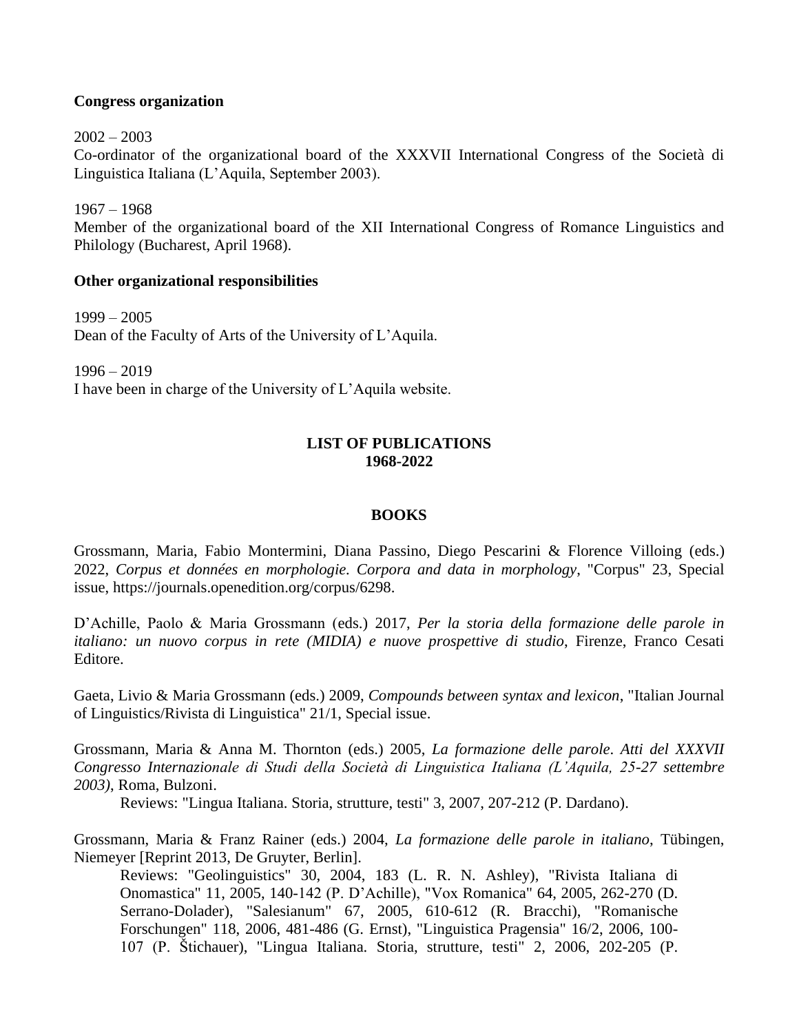**Congress organization**

2002 – 2003
Co-ordinator of the organizational board of the XXXVII International Congress of the Società di Linguistica Italiana (L'Aquila, September 2003).

1967 – 1968
Member of the organizational board of the XII International Congress of Romance Linguistics and Philology (Bucharest, April 1968).

**Other organizational responsibilities**

1999 – 2005
Dean of the Faculty of Arts of the University of L'Aquila.

1996 – 2019
I have been in charge of the University of L'Aquila website.

## LIST OF PUBLICATIONS
## 1968-2022

### BOOKS

Grossmann, Maria, Fabio Montermini, Diana Passino, Diego Pescarini & Florence Villoing (eds.) 2022, *Corpus et données en morphologie. Corpora and data in morphology*, "Corpus" 23, Special issue, https://journals.openedition.org/corpus/6298.

D'Achille, Paolo & Maria Grossmann (eds.) 2017, *Per la storia della formazione delle parole in italiano: un nuovo corpus in rete (MIDIA) e nuove prospettive di studio*, Firenze, Franco Cesati Editore.

Gaeta, Livio & Maria Grossmann (eds.) 2009, *Compounds between syntax and lexicon*, "Italian Journal of Linguistics/Rivista di Linguistica" 21/1, Special issue.

Grossmann, Maria & Anna M. Thornton (eds.) 2005, *La formazione delle parole. Atti del XXXVII Congresso Internazionale di Studi della Società di Linguistica Italiana (L'Aquila, 25-27 settembre 2003)*, Roma, Bulzoni.

Reviews: "Lingua Italiana. Storia, strutture, testi" 3, 2007, 207-212 (P. Dardano).

Grossmann, Maria & Franz Rainer (eds.) 2004, *La formazione delle parole in italiano*, Tübingen, Niemeyer [Reprint 2013, De Gruyter, Berlin].

Reviews: "Geolinguistics" 30, 2004, 183 (L. R. N. Ashley), "Rivista Italiana di Onomastica" 11, 2005, 140-142 (P. D'Achille), "Vox Romanica" 64, 2005, 262-270 (D. Serrano-Dolader), "Salesianum" 67, 2005, 610-612 (R. Bracchi), "Romanische Forschungen" 118, 2006, 481-486 (G. Ernst), "Linguistica Pragensia" 16/2, 2006, 100-107 (P. Štichauer), "Lingua Italiana. Storia, strutture, testi" 2, 2006, 202-205 (P.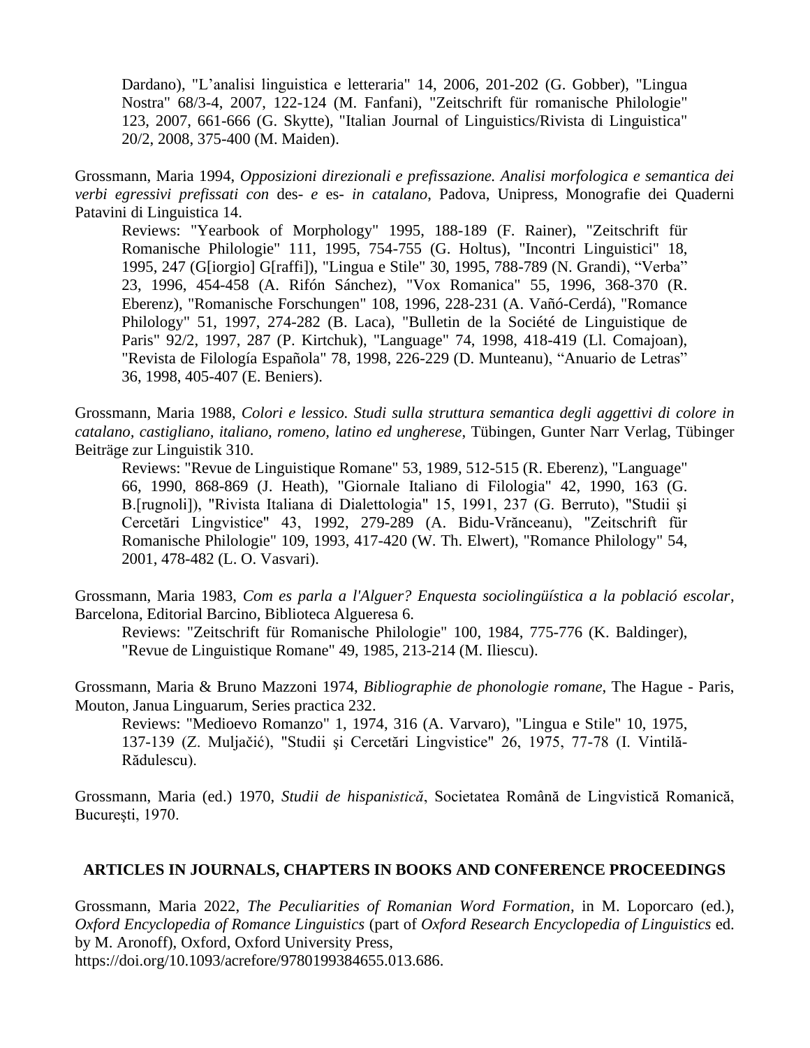Dardano), "L'analisi linguistica e letteraria" 14, 2006, 201-202 (G. Gobber), "Lingua Nostra" 68/3-4, 2007, 122-124 (M. Fanfani), "Zeitschrift für romanische Philologie" 123, 2007, 661-666 (G. Skytte), "Italian Journal of Linguistics/Rivista di Linguistica" 20/2, 2008, 375-400 (M. Maiden).

Grossmann, Maria 1994, *Opposizioni direzionali e prefissazione. Analisi morfologica e semantica dei verbi egressivi prefissati con* des- *e* es- *in catalano*, Padova, Unipress, Monografie dei Quaderni Patavini di Linguistica 14.

Reviews: "Yearbook of Morphology" 1995, 188-189 (F. Rainer), "Zeitschrift für Romanische Philologie" 111, 1995, 754-755 (G. Holtus), "Incontri Linguistici" 18, 1995, 247 (G[iorgio] G[raffi]), "Lingua e Stile" 30, 1995, 788-789 (N. Grandi), "Verba" 23, 1996, 454-458 (A. Rifón Sánchez), "Vox Romanica" 55, 1996, 368-370 (R. Eberenz), "Romanische Forschungen" 108, 1996, 228-231 (A. Vañó-Cerdá), "Romance Philology" 51, 1997, 274-282 (B. Laca), "Bulletin de la Société de Linguistique de Paris" 92/2, 1997, 287 (P. Kirtchuk), "Language" 74, 1998, 418-419 (Ll. Comajoan), "Revista de Filología Española" 78, 1998, 226-229 (D. Munteanu), "Anuario de Letras" 36, 1998, 405-407 (E. Beniers).

Grossmann, Maria 1988, *Colori e lessico. Studi sulla struttura semantica degli aggettivi di colore in catalano, castigliano, italiano, romeno, latino ed ungherese*, Tübingen, Gunter Narr Verlag, Tübinger Beiträge zur Linguistik 310.

Reviews: "Revue de Linguistique Romane" 53, 1989, 512-515 (R. Eberenz), "Language" 66, 1990, 868-869 (J. Heath), "Giornale Italiano di Filologia" 42, 1990, 163 (G. B.[rugnoli]), "Rivista Italiana di Dialettologia" 15, 1991, 237 (G. Berruto), "Studii şi Cercetări Lingvistice" 43, 1992, 279-289 (A. Bidu-Vrănceanu), "Zeitschrift für Romanische Philologie" 109, 1993, 417-420 (W. Th. Elwert), "Romance Philology" 54, 2001, 478-482 (L. O. Vasvari).

Grossmann, Maria 1983, *Com es parla a l'Alguer? Enquesta sociolingüística a la població escolar*, Barcelona, Editorial Barcino, Biblioteca Algueresa 6.

Reviews: "Zeitschrift für Romanische Philologie" 100, 1984, 775-776 (K. Baldinger), "Revue de Linguistique Romane" 49, 1985, 213-214 (M. Iliescu).

Grossmann, Maria & Bruno Mazzoni 1974, *Bibliographie de phonologie romane*, The Hague - Paris, Mouton, Janua Linguarum, Series practica 232.

Reviews: "Medioevo Romanzo" 1, 1974, 316 (A. Varvaro), "Lingua e Stile" 10, 1975, 137-139 (Z. Muljačić), "Studii şi Cercetări Lingvistice" 26, 1975, 77-78 (I. Vintilă-Rădulescu).

Grossmann, Maria (ed.) 1970, *Studii de hispanistică*, Societatea Română de Lingvistică Romanică, Bucureşti, 1970.

## ARTICLES IN JOURNALS, CHAPTERS IN BOOKS AND CONFERENCE PROCEEDINGS

Grossmann, Maria 2022, *The Peculiarities of Romanian Word Formation*, in M. Loporcaro (ed.), *Oxford Encyclopedia of Romance Linguistics* (part of *Oxford Research Encyclopedia of Linguistics* ed. by M. Aronoff), Oxford, Oxford University Press, https://doi.org/10.1093/acrefore/9780199384655.013.686.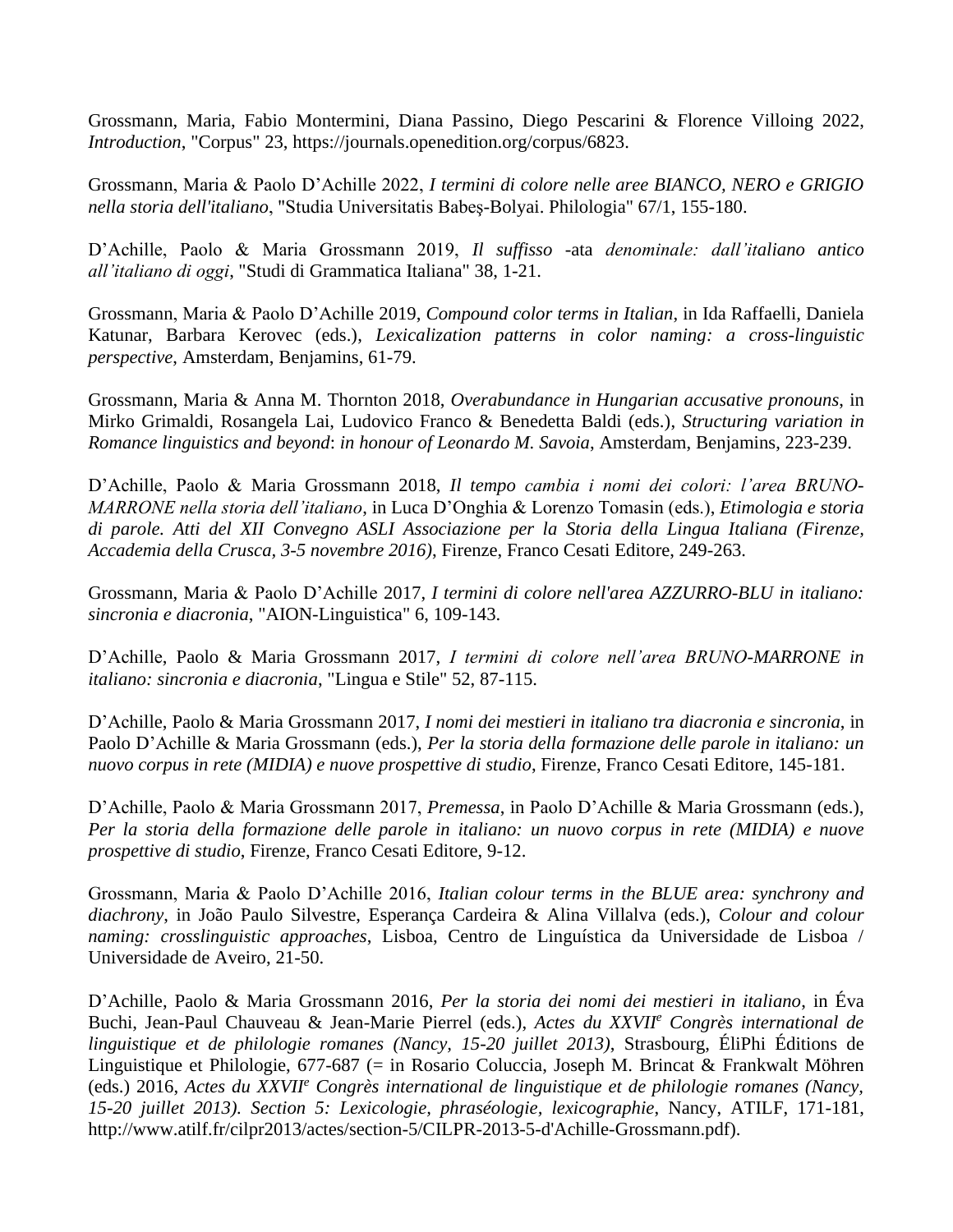Grossmann, Maria, Fabio Montermini, Diana Passino, Diego Pescarini & Florence Villoing 2022, *Introduction*, "Corpus" 23, https://journals.openedition.org/corpus/6823.

Grossmann, Maria & Paolo D'Achille 2022, *I termini di colore nelle aree BIANCO, NERO e GRIGIO nella storia dell'italiano*, "Studia Universitatis Babeş-Bolyai. Philologia" 67/1, 155-180.

D'Achille, Paolo & Maria Grossmann 2019, *Il suffisso* -ata *denominale: dall'italiano antico all'italiano di oggi*, "Studi di Grammatica Italiana" 38, 1-21.

Grossmann, Maria & Paolo D'Achille 2019, *Compound color terms in Italian*, in Ida Raffaelli, Daniela Katunar, Barbara Kerovec (eds.), *Lexicalization patterns in color naming: a cross-linguistic perspective*, Amsterdam, Benjamins, 61-79.

Grossmann, Maria & Anna M. Thornton 2018, *Overabundance in Hungarian accusative pronouns*, in Mirko Grimaldi, Rosangela Lai, Ludovico Franco & Benedetta Baldi (eds.), *Structuring variation in Romance linguistics and beyond*: *in honour of Leonardo M. Savoia*, Amsterdam, Benjamins, 223-239.

D'Achille, Paolo & Maria Grossmann 2018, *Il tempo cambia i nomi dei colori: l'area BRUNO-MARRONE nella storia dell'italiano*, in Luca D'Onghia & Lorenzo Tomasin (eds.), *Etimologia e storia di parole. Atti del XII Convegno ASLI Associazione per la Storia della Lingua Italiana (Firenze, Accademia della Crusca, 3-5 novembre 2016)*, Firenze, Franco Cesati Editore, 249-263.

Grossmann, Maria & Paolo D'Achille 2017, *I termini di colore nell'area AZZURRO-BLU in italiano: sincronia e diacronia*, "AION-Linguistica" 6, 109-143.

D'Achille, Paolo & Maria Grossmann 2017, *I termini di colore nell'area BRUNO-MARRONE in italiano: sincronia e diacronia*, "Lingua e Stile" 52, 87-115.

D'Achille, Paolo & Maria Grossmann 2017, *I nomi dei mestieri in italiano tra diacronia e sincronia*, in Paolo D'Achille & Maria Grossmann (eds.), *Per la storia della formazione delle parole in italiano: un nuovo corpus in rete (MIDIA) e nuove prospettive di studio*, Firenze, Franco Cesati Editore, 145-181.

D'Achille, Paolo & Maria Grossmann 2017, *Premessa*, in Paolo D'Achille & Maria Grossmann (eds.), *Per la storia della formazione delle parole in italiano: un nuovo corpus in rete (MIDIA) e nuove prospettive di studio*, Firenze, Franco Cesati Editore, 9-12.

Grossmann, Maria & Paolo D'Achille 2016, *Italian colour terms in the BLUE area: synchrony and diachrony*, in João Paulo Silvestre, Esperança Cardeira & Alina Villalva (eds.), *Colour and colour naming: crosslinguistic approaches*, Lisboa, Centro de Linguística da Universidade de Lisboa / Universidade de Aveiro, 21-50.

D'Achille, Paolo & Maria Grossmann 2016, *Per la storia dei nomi dei mestieri in italiano*, in Éva Buchi, Jean-Paul Chauveau & Jean-Marie Pierrel (eds.), *Actes du XXVII[e] Congrès international de linguistique et de philologie romanes (Nancy, 15-20 juillet 2013)*, Strasbourg, ÉliPhi Éditions de Linguistique et Philologie, 677-687 (= in Rosario Coluccia, Joseph M. Brincat & Frankwalt Möhren (eds.) 2016, *Actes du XXVII[e] Congrès international de linguistique et de philologie romanes (Nancy, 15-20 juillet 2013). Section 5: Lexicologie, phraséologie, lexicographie*, Nancy, ATILF, 171-181, http://www.atilf.fr/cilpr2013/actes/section-5/CILPR-2013-5-d'Achille-Grossmann.pdf).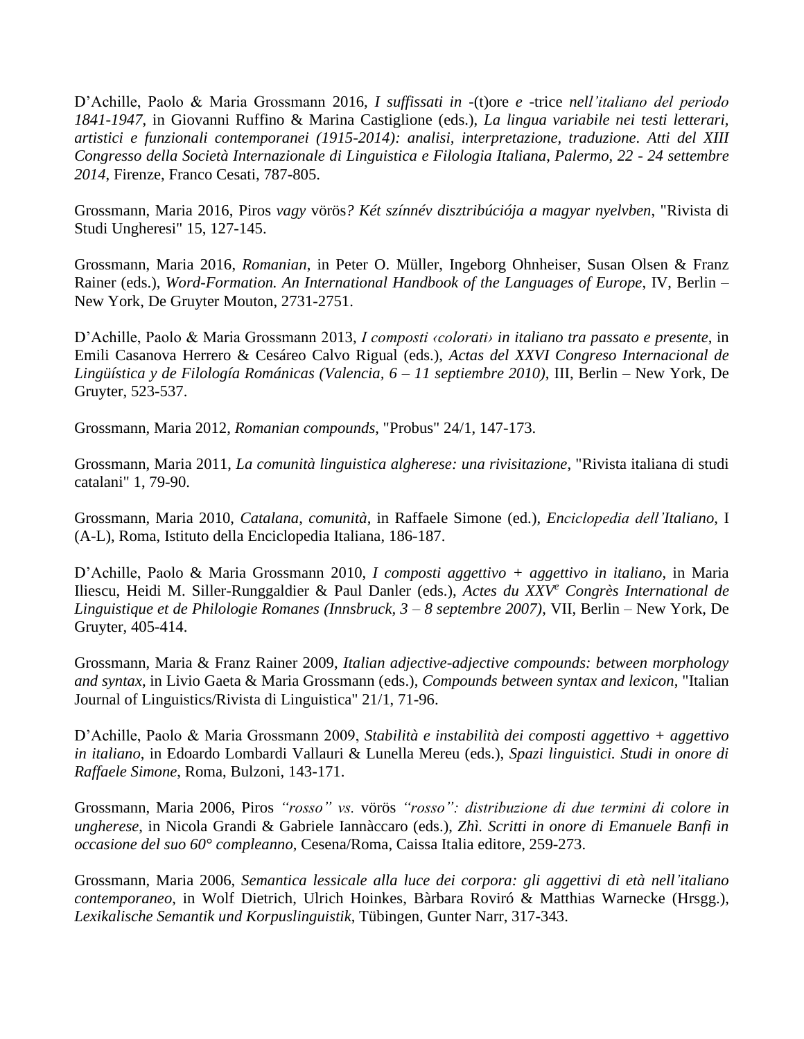D'Achille, Paolo & Maria Grossmann 2016, *I suffissati in* -(t)ore *e* -trice *nell'italiano del periodo 1841-1947*, in Giovanni Ruffino & Marina Castiglione (eds.), *La lingua variabile nei testi letterari, artistici e funzionali contemporanei (1915-2014): analisi, interpretazione, traduzione. Atti del XIII Congresso della Società Internazionale di Linguistica e Filologia Italiana, Palermo, 22 - 24 settembre 2014*, Firenze, Franco Cesati, 787-805.

Grossmann, Maria 2016, Piros *vagy* vörös*? Két színnév disztribúciója a magyar nyelvben*, "Rivista di Studi Ungheresi" 15, 127-145.

Grossmann, Maria 2016, *Romanian*, in Peter O. Müller, Ingeborg Ohnheiser, Susan Olsen & Franz Rainer (eds.), *Word-Formation. An International Handbook of the Languages of Europe*, IV, Berlin – New York, De Gruyter Mouton, 2731-2751.

D'Achille, Paolo & Maria Grossmann 2013, *I composti ‹colorati› in italiano tra passato e presente*, in Emili Casanova Herrero & Cesáreo Calvo Rigual (eds.), *Actas del XXVI Congreso Internacional de Lingüística y de Filología Románicas (Valencia, 6 – 11 septiembre 2010)*, III, Berlin – New York, De Gruyter, 523-537.

Grossmann, Maria 2012, *Romanian compounds*, "Probus" 24/1, 147-173.

Grossmann, Maria 2011, *La comunità linguistica algherese: una rivisitazione*, "Rivista italiana di studi catalani" 1, 79-90.

Grossmann, Maria 2010, *Catalana, comunità*, in Raffaele Simone (ed.), *Enciclopedia dell'Italiano*, I (A-L), Roma, Istituto della Enciclopedia Italiana, 186-187.

D'Achille, Paolo & Maria Grossmann 2010, *I composti aggettivo + aggettivo in italiano*, in Maria Iliescu, Heidi M. Siller-Runggaldier & Paul Danler (eds.), *Actes du XXV^e Congrès International de Linguistique et de Philologie Romanes (Innsbruck, 3 – 8 septembre 2007)*, VII, Berlin – New York, De Gruyter, 405-414.

Grossmann, Maria & Franz Rainer 2009, *Italian adjective-adjective compounds: between morphology and syntax*, in Livio Gaeta & Maria Grossmann (eds.), *Compounds between syntax and lexicon*, "Italian Journal of Linguistics/Rivista di Linguistica" 21/1, 71-96.

D'Achille, Paolo & Maria Grossmann 2009, *Stabilità e instabilità dei composti aggettivo + aggettivo in italiano*, in Edoardo Lombardi Vallauri & Lunella Mereu (eds.), *Spazi linguistici. Studi in onore di Raffaele Simone*, Roma, Bulzoni, 143-171.

Grossmann, Maria 2006, Piros *"rosso" vs.* vörös *"rosso": distribuzione di due termini di colore in ungherese*, in Nicola Grandi & Gabriele Iannàccaro (eds.), *Zhì. Scritti in onore di Emanuele Banfi in occasione del suo 60° compleanno*, Cesena/Roma, Caissa Italia editore, 259-273.

Grossmann, Maria 2006, *Semantica lessicale alla luce dei corpora: gli aggettivi di età nell'italiano contemporaneo*, in Wolf Dietrich, Ulrich Hoinkes, Bàrbara Roviró & Matthias Warnecke (Hrsgg.), *Lexikalische Semantik und Korpuslinguistik*, Tübingen, Gunter Narr, 317-343.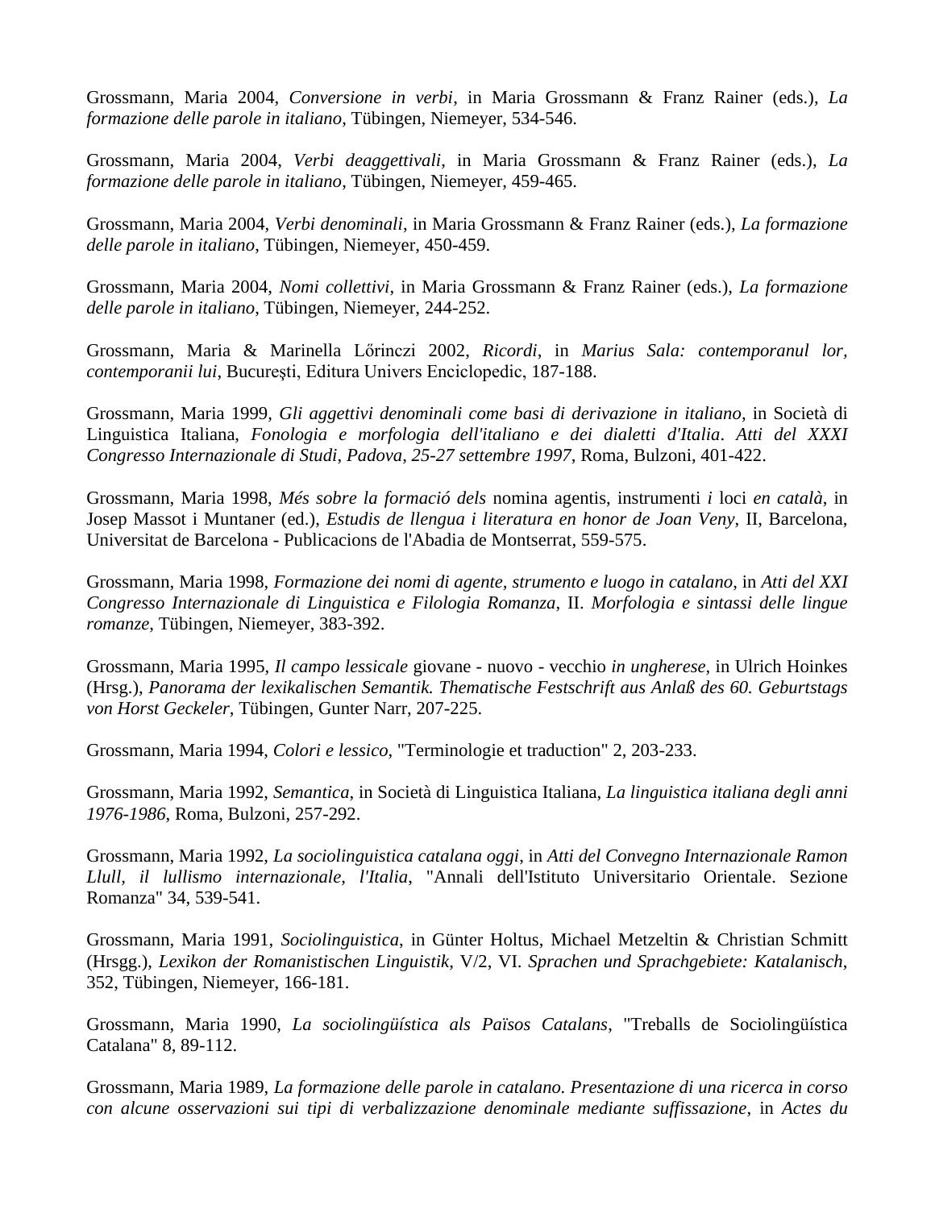Grossmann, Maria 2004, *Conversione in verbi*, in Maria Grossmann & Franz Rainer (eds.), *La formazione delle parole in italiano*, Tübingen, Niemeyer, 534-546.

Grossmann, Maria 2004, *Verbi deaggettivali*, in Maria Grossmann & Franz Rainer (eds.), *La formazione delle parole in italiano*, Tübingen, Niemeyer, 459-465.

Grossmann, Maria 2004, *Verbi denominali*, in Maria Grossmann & Franz Rainer (eds.), *La formazione delle parole in italiano*, Tübingen, Niemeyer, 450-459.

Grossmann, Maria 2004, *Nomi collettivi*, in Maria Grossmann & Franz Rainer (eds.), *La formazione delle parole in italiano*, Tübingen, Niemeyer, 244-252.

Grossmann, Maria & Marinella Lőrinczi 2002, *Ricordi*, in *Marius Sala: contemporanul lor, contemporanii lui*, București, Editura Univers Enciclopedic, 187-188.

Grossmann, Maria 1999, *Gli aggettivi denominali come basi di derivazione in italiano*, in Società di Linguistica Italiana, *Fonologia e morfologia dell'italiano e dei dialetti d'Italia*. *Atti del XXXI Congresso Internazionale di Studi, Padova, 25-27 settembre 1997*, Roma, Bulzoni, 401-422.

Grossmann, Maria 1998, *Més sobre la formació dels* nomina agentis, instrumenti *i* loci *en català*, in Josep Massot i Muntaner (ed.), *Estudis de llengua i literatura en honor de Joan Veny*, II, Barcelona, Universitat de Barcelona - Publicacions de l'Abadia de Montserrat, 559-575.

Grossmann, Maria 1998, *Formazione dei nomi di agente, strumento e luogo in catalano*, in *Atti del XXI Congresso Internazionale di Linguistica e Filologia Romanza*, II. *Morfologia e sintassi delle lingue romanze*, Tübingen, Niemeyer, 383-392.

Grossmann, Maria 1995, *Il campo lessicale* giovane - nuovo - vecchio *in ungherese*, in Ulrich Hoinkes (Hrsg.), *Panorama der lexikalischen Semantik. Thematische Festschrift aus Anlaß des 60. Geburtstags von Horst Geckeler*, Tübingen, Gunter Narr, 207-225.

Grossmann, Maria 1994, *Colori e lessico*, "Terminologie et traduction" 2, 203-233.

Grossmann, Maria 1992, *Semantica*, in Società di Linguistica Italiana, *La linguistica italiana degli anni 1976-1986*, Roma, Bulzoni, 257-292.

Grossmann, Maria 1992, *La sociolinguistica catalana oggi*, in *Atti del Convegno Internazionale Ramon Llull, il lullismo internazionale, l'Italia*, "Annali dell'Istituto Universitario Orientale. Sezione Romanza" 34, 539-541.

Grossmann, Maria 1991, *Sociolinguistica*, in Günter Holtus, Michael Metzeltin & Christian Schmitt (Hrsgg.), *Lexikon der Romanistischen Linguistik*, V/2, VI. *Sprachen und Sprachgebiete: Katalanisch*, 352, Tübingen, Niemeyer, 166-181.

Grossmann, Maria 1990, *La sociolingüística als Països Catalans*, "Treballs de Sociolingüística Catalana" 8, 89-112.

Grossmann, Maria 1989, *La formazione delle parole in catalano. Presentazione di una ricerca in corso con alcune osservazioni sui tipi di verbalizzazione denominale mediante suffissazione*, in *Actes du*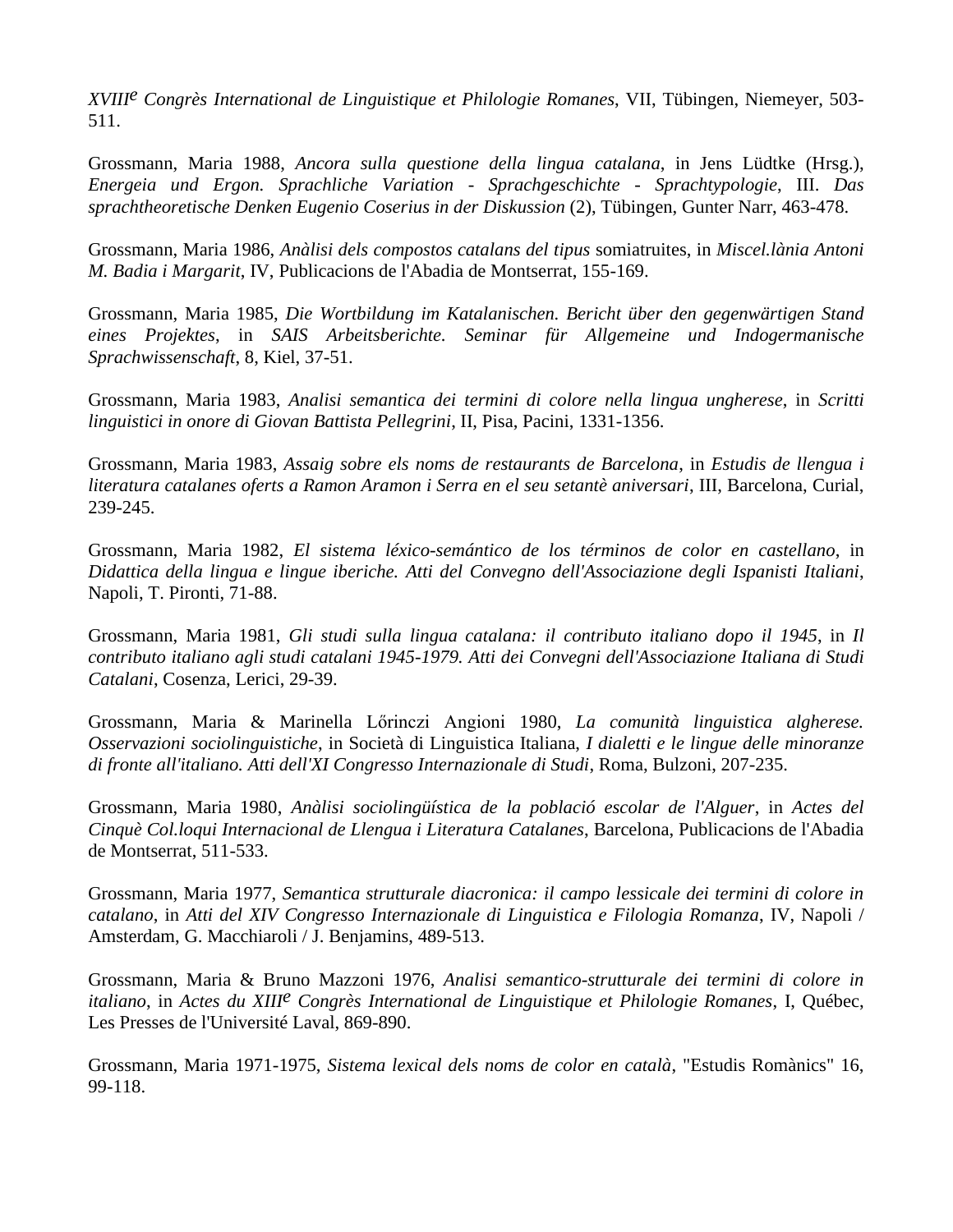*XVIII$^{e}$ Congrès International de Linguistique et Philologie Romanes*, VII, Tübingen, Niemeyer, 503-511.

Grossmann, Maria 1988, *Ancora sulla questione della lingua catalana*, in Jens Lüdtke (Hrsg.), *Energeia und Ergon. Sprachliche Variation - Sprachgeschichte - Sprachtypologie*, III. *Das sprachtheoretische Denken Eugenio Coserius in der Diskussion* (2), Tübingen, Gunter Narr, 463-478.

Grossmann, Maria 1986, *Anàlisi dels compostos catalans del tipus* somiatruites, in *Miscel.lània Antoni M. Badia i Margarit*, IV, Publicacions de l'Abadia de Montserrat, 155-169.

Grossmann, Maria 1985, *Die Wortbildung im Katalanischen. Bericht über den gegenwärtigen Stand eines Projektes*, in *SAIS Arbeitsberichte. Seminar für Allgemeine und Indogermanische Sprachwissenschaft*, 8, Kiel, 37-51.

Grossmann, Maria 1983, *Analisi semantica dei termini di colore nella lingua ungherese*, in *Scritti linguistici in onore di Giovan Battista Pellegrini*, II, Pisa, Pacini, 1331-1356.

Grossmann, Maria 1983, *Assaig sobre els noms de restaurants de Barcelona*, in *Estudis de llengua i literatura catalanes oferts a Ramon Aramon i Serra en el seu setantè aniversari*, III, Barcelona, Curial, 239-245.

Grossmann, Maria 1982, *El sistema léxico-semántico de los términos de color en castellano*, in *Didattica della lingua e lingue iberiche. Atti del Convegno dell'Associazione degli Ispanisti Italiani*, Napoli, T. Pironti, 71-88.

Grossmann, Maria 1981, *Gli studi sulla lingua catalana: il contributo italiano dopo il 1945*, in *Il contributo italiano agli studi catalani 1945-1979. Atti dei Convegni dell'Associazione Italiana di Studi Catalani*, Cosenza, Lerici, 29-39.

Grossmann, Maria & Marinella Lőrinczi Angioni 1980, *La comunità linguistica algherese. Osservazioni sociolinguistiche*, in Società di Linguistica Italiana, *I dialetti e le lingue delle minoranze di fronte all'italiano. Atti dell'XI Congresso Internazionale di Studi*, Roma, Bulzoni, 207-235.

Grossmann, Maria 1980, *Anàlisi sociolingüística de la població escolar de l'Alguer*, in *Actes del Cinquè Col.loqui Internacional de Llengua i Literatura Catalanes*, Barcelona, Publicacions de l'Abadia de Montserrat, 511-533.

Grossmann, Maria 1977, *Semantica strutturale diacronica: il campo lessicale dei termini di colore in catalano*, in *Atti del XIV Congresso Internazionale di Linguistica e Filologia Romanza*, IV, Napoli / Amsterdam, G. Macchiaroli / J. Benjamins, 489-513.

Grossmann, Maria & Bruno Mazzoni 1976, *Analisi semantico-strutturale dei termini di colore in italiano*, in *Actes du XIII$^{e}$ Congrès International de Linguistique et Philologie Romanes*, I, Québec, Les Presses de l'Université Laval, 869-890.

Grossmann, Maria 1971-1975, *Sistema lexical dels noms de color en català*, "Estudis Romànics" 16, 99-118.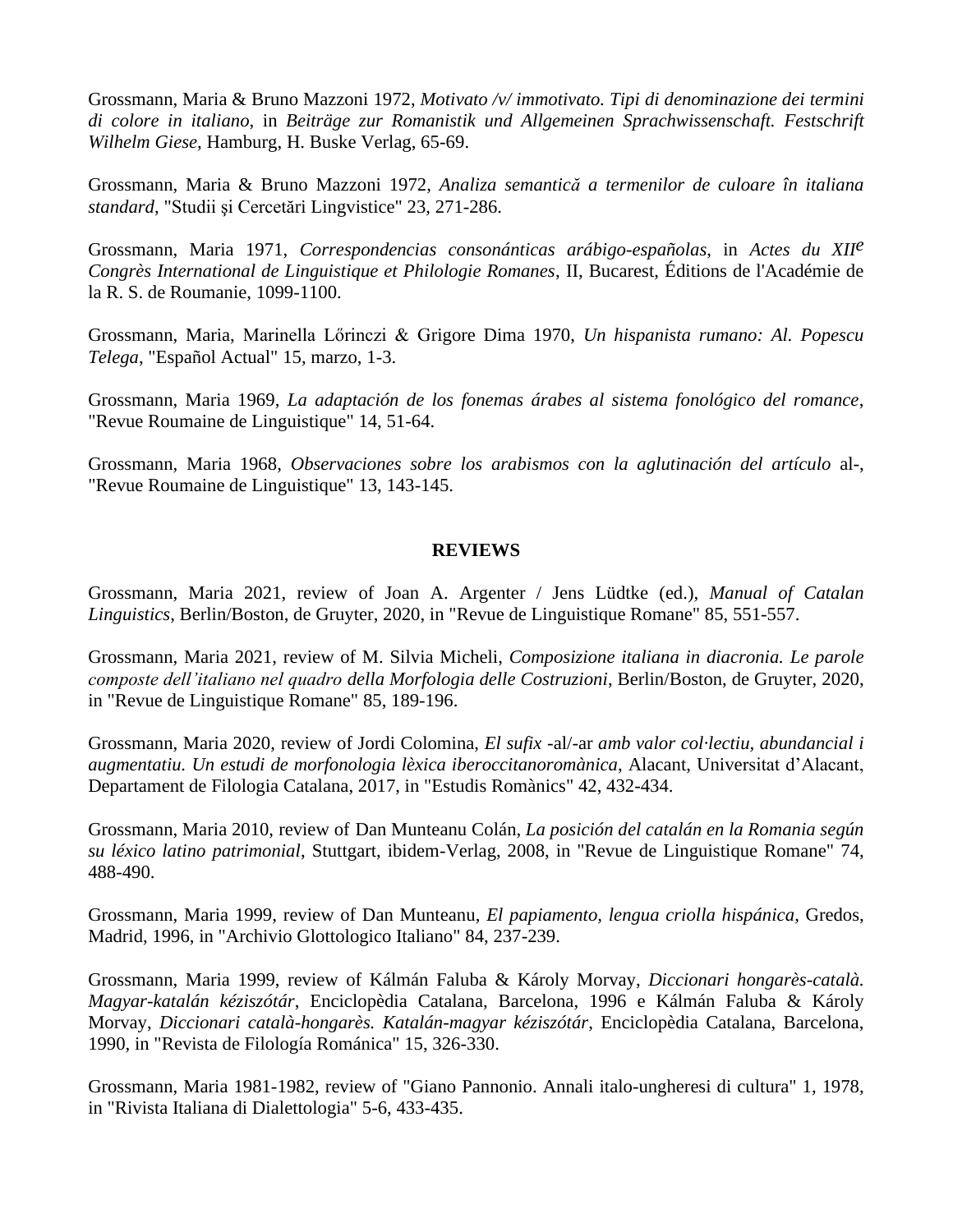Grossmann, Maria & Bruno Mazzoni 1972, *Motivato /v/ immotivato. Tipi di denominazione dei termini di colore in italiano*, in *Beiträge zur Romanistik und Allgemeinen Sprachwissenschaft. Festschrift Wilhelm Giese*, Hamburg, H. Buske Verlag, 65-69.

Grossmann, Maria & Bruno Mazzoni 1972, *Analiza semantică a termenilor de culoare în italiana standard*, "Studii şi Cercetări Lingvistice" 23, 271-286.

Grossmann, Maria 1971, *Correspondencias consonánticas arábigo-españolas*, in *Actes du XII^e Congrès International de Linguistique et Philologie Romanes*, II, Bucarest, Éditions de l'Académie de la R. S. de Roumanie, 1099-1100.

Grossmann, Maria, Marinella Lőrinczi & Grigore Dima 1970, *Un hispanista rumano: Al. Popescu Telega*, "Español Actual" 15, marzo, 1-3.

Grossmann, Maria 1969, *La adaptación de los fonemas árabes al sistema fonológico del romance*, "Revue Roumaine de Linguistique" 14, 51-64.

Grossmann, Maria 1968, *Observaciones sobre los arabismos con la aglutinación del artículo* al-, "Revue Roumaine de Linguistique" 13, 143-145.

## REVIEWS

Grossmann, Maria 2021, review of Joan A. Argenter / Jens Lüdtke (ed.), *Manual of Catalan Linguistics*, Berlin/Boston, de Gruyter, 2020, in "Revue de Linguistique Romane" 85, 551-557.

Grossmann, Maria 2021, review of M. Silvia Micheli, *Composizione italiana in diacronia. Le parole composte dell'italiano nel quadro della Morfologia delle Costruzioni*, Berlin/Boston, de Gruyter, 2020, in "Revue de Linguistique Romane" 85, 189-196.

Grossmann, Maria 2020, review of Jordi Colomina, *El sufix* -al/-ar *amb valor col·lectiu, abundancial i augmentatiu. Un estudi de morfonologia lèxica iberoccitanoromànica*, Alacant, Universitat d'Alacant, Departament de Filologia Catalana, 2017, in "Estudis Romànics" 42, 432-434.

Grossmann, Maria 2010, review of Dan Munteanu Colán, *La posición del catalán en la Romania según su léxico latino patrimonial*, Stuttgart, ibidem-Verlag, 2008, in "Revue de Linguistique Romane" 74, 488-490.

Grossmann, Maria 1999, review of Dan Munteanu, *El papiamento, lengua criolla hispánica*, Gredos, Madrid, 1996, in "Archivio Glottologico Italiano" 84, 237-239.

Grossmann, Maria 1999, review of Kálmán Faluba & Károly Morvay, *Diccionari hongarès-català. Magyar-katalán kéziszótár*, Enciclopèdia Catalana, Barcelona, 1996 e Kálmán Faluba & Károly Morvay, *Diccionari català-hongarès. Katalán-magyar kéziszótár*, Enciclopèdia Catalana, Barcelona, 1990, in "Revista de Filología Románica" 15, 326-330.

Grossmann, Maria 1981-1982, review of "Giano Pannonio. Annali italo-ungheresi di cultura" 1, 1978, in "Rivista Italiana di Dialettologia" 5-6, 433-435.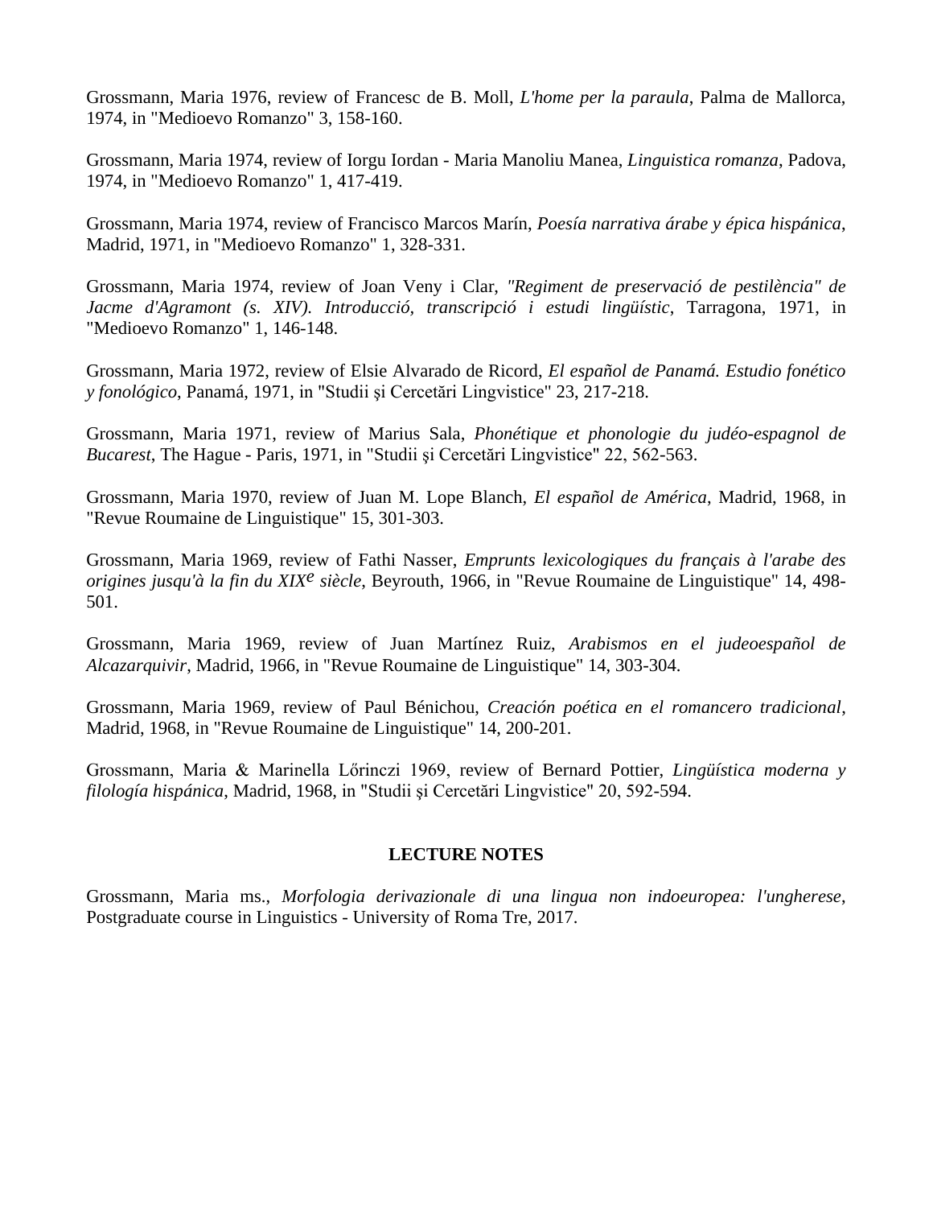Grossmann, Maria 1976, review of Francesc de B. Moll, *L'home per la paraula*, Palma de Mallorca, 1974, in "Medioevo Romanzo" 3, 158-160.

Grossmann, Maria 1974, review of Iorgu Iordan - Maria Manoliu Manea, *Linguistica romanza*, Padova, 1974, in "Medioevo Romanzo" 1, 417-419.

Grossmann, Maria 1974, review of Francisco Marcos Marín, *Poesía narrativa árabe y épica hispánica*, Madrid, 1971, in "Medioevo Romanzo" 1, 328-331.

Grossmann, Maria 1974, review of Joan Veny i Clar, *"Regiment de preservació de pestilència" de Jacme d'Agramont (s. XIV). Introducció, transcripció i estudi lingüístic*, Tarragona, 1971, in "Medioevo Romanzo" 1, 146-148.

Grossmann, Maria 1972, review of Elsie Alvarado de Ricord, *El español de Panamá. Estudio fonético y fonológico*, Panamá, 1971, in "Studii şi Cercetări Lingvistice" 23, 217-218.

Grossmann, Maria 1971, review of Marius Sala, *Phonétique et phonologie du judéo-espagnol de Bucarest*, The Hague - Paris, 1971, in "Studii şi Cercetări Lingvistice" 22, 562-563.

Grossmann, Maria 1970, review of Juan M. Lope Blanch, *El español de América*, Madrid, 1968, in "Revue Roumaine de Linguistique" 15, 301-303.

Grossmann, Maria 1969, review of Fathi Nasser, *Emprunts lexicologiques du français à l'arabe des origines jusqu'à la fin du XIX$^{e}$ siècle*, Beyrouth, 1966, in "Revue Roumaine de Linguistique" 14, 498-501.

Grossmann, Maria 1969, review of Juan Martínez Ruiz, *Arabismos en el judeoespañol de Alcazarquivir*, Madrid, 1966, in "Revue Roumaine de Linguistique" 14, 303-304.

Grossmann, Maria 1969, review of Paul Bénichou, *Creación poética en el romancero tradicional*, Madrid, 1968, in "Revue Roumaine de Linguistique" 14, 200-201.

Grossmann, Maria & Marinella Lőrinczi 1969, review of Bernard Pottier, *Lingüística moderna y filología hispánica*, Madrid, 1968, in "Studii şi Cercetări Lingvistice" 20, 592-594.

## LECTURE NOTES

Grossmann, Maria ms., *Morfologia derivazionale di una lingua non indoeuropea: l'ungherese*, Postgraduate course in Linguistics - University of Roma Tre, 2017.